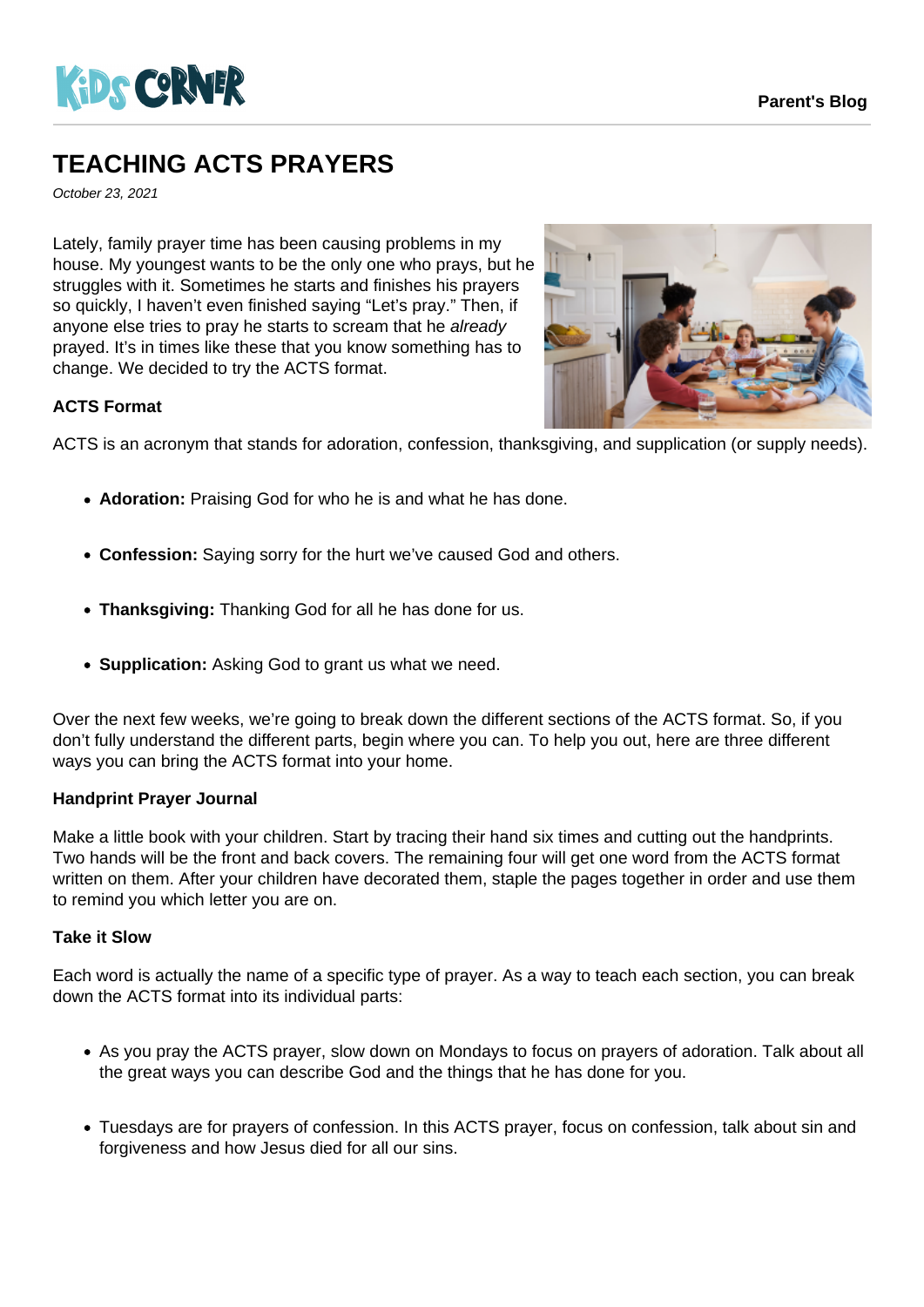# TEACHING ACTS PRAYERS

*October 23, 2021*

Lately, family prayer time has been causing problems in my house. My youngest wants to be the only one who prays, but he struggles with it. Sometimes he starts and finishes his prayers so quickly, I haven't even finished saying "Let's pray." Then, if anyone else tries to pray he starts to scream that he *already* prayed. It's in times like these that you know something has to change. We decided to try the ACTS format.

**ACTS Format**

ACTS is an acronym that stands for adoration, confession, thanksgiving, and supplication (or supply needs).

- **Adoration:** Praising God for who he is and what he has done.
- **Confession:** Saying sorry for the hurt we've caused God and others.
- **Thanksgiving:** Thanking God for all he has done for us.
- **Supplication:** Asking God to grant us what we need.

Over the next few weeks, we're going to break down the different sections of the ACTS format. So, if you don't fully understand the different parts, begin where you can. To help you out, here are three different ways you can bring the ACTS format into your home.

**Handprint Prayer Journal**

Make a little book with your children. Start by tracing their hand six times and cutting out the handprints. Two hands will be the front and back covers. The remaining four will get one word from the ACTS format written on them. After your children have decorated them, staple the pages together in order and use them to remind you which letter you are on.

**Take it Slow**

Each word is actually the name of a specific type of prayer. As a way to teach each section, you can break down the ACTS format into its individual parts:

- As you pray the ACTS prayer, slow down on Mondays to focus on prayers of adoration. Talk about all the great ways you can describe God and the things that he has done for you.
- Tuesdays are for prayers of confession. In this ACTS prayer, focus on confession, talk about sin and forgiveness and how Jesus died for all our sins.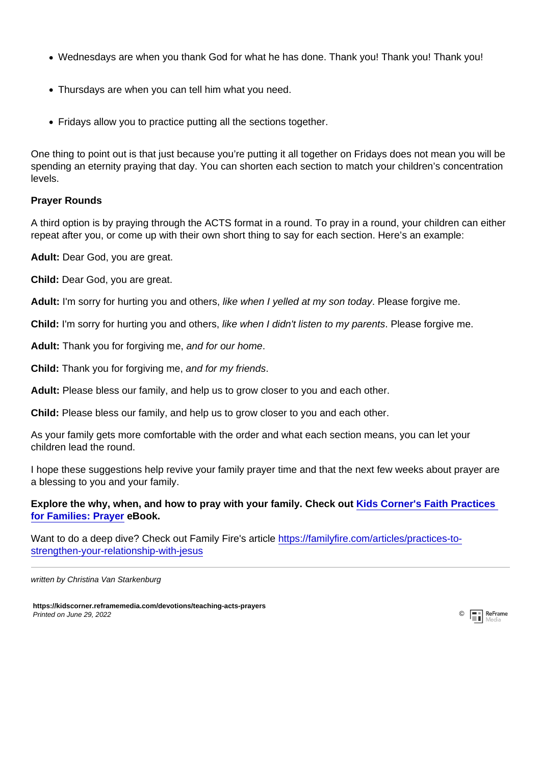- Wednesdays are when you thank God for what he has done. Thank you! Thank you! Thank you!
- Thursdays are when you can tell him what you need.
- Fridays allow you to practice putting all the sections together.

One thing to point out is that just because you're putting it all together on Fridays does not mean you will be spending an eternity praying that day. You can shorten each section to match your children's concentration levels.

**Prayer Rounds**

A third option is by praying through the ACTS format in a round. To pray in a round, your children can either repeat after you, or come up with their own short thing to say for each section. Here's an example:

**Adult:** Dear God, you are great.

**Child:** Dear God, you are great.

**Adult:** I'm sorry for hurting you and others, *like when I yelled at my son today*. Please forgive me.

**Child:** I'm sorry for hurting you and others, *like when I didn't listen to my parents*. Please forgive me.

**Adult:** Thank you for forgiving me, *and for our home*.

**Child:** Thank you for forgiving me, *and for my friends*.

**Adult:** Please bless our family, and help us to grow closer to you and each other.

**Child:** Please bless our family, and help us to grow closer to you and each other.

As your family gets more comfortable with the order and what each section means, you can let your children lead the round.

I hope these suggestions help revive your family prayer time and that the next few weeks about prayer are a blessing to you and your family.

**Explore the why, when, and how to pray with your family. Check out [Kids Corner's Faith Practices for Families: Prayer](#) eBook.**

Want to do a deep dive? Check out Family Fire's article [https://familyfire.com/articles/practices-to-strengthen-your-relationship-with-jesus](https://familyfire.com/articles/practices-to-strengthen-your-relationship-with-jesus)

---

*written by Christina Van Starkenburg*

**https://kidscorner.reframemedia.com/devotions/teaching-acts-prayers**
*Printed on June 29, 2022*

© ReFrame Media